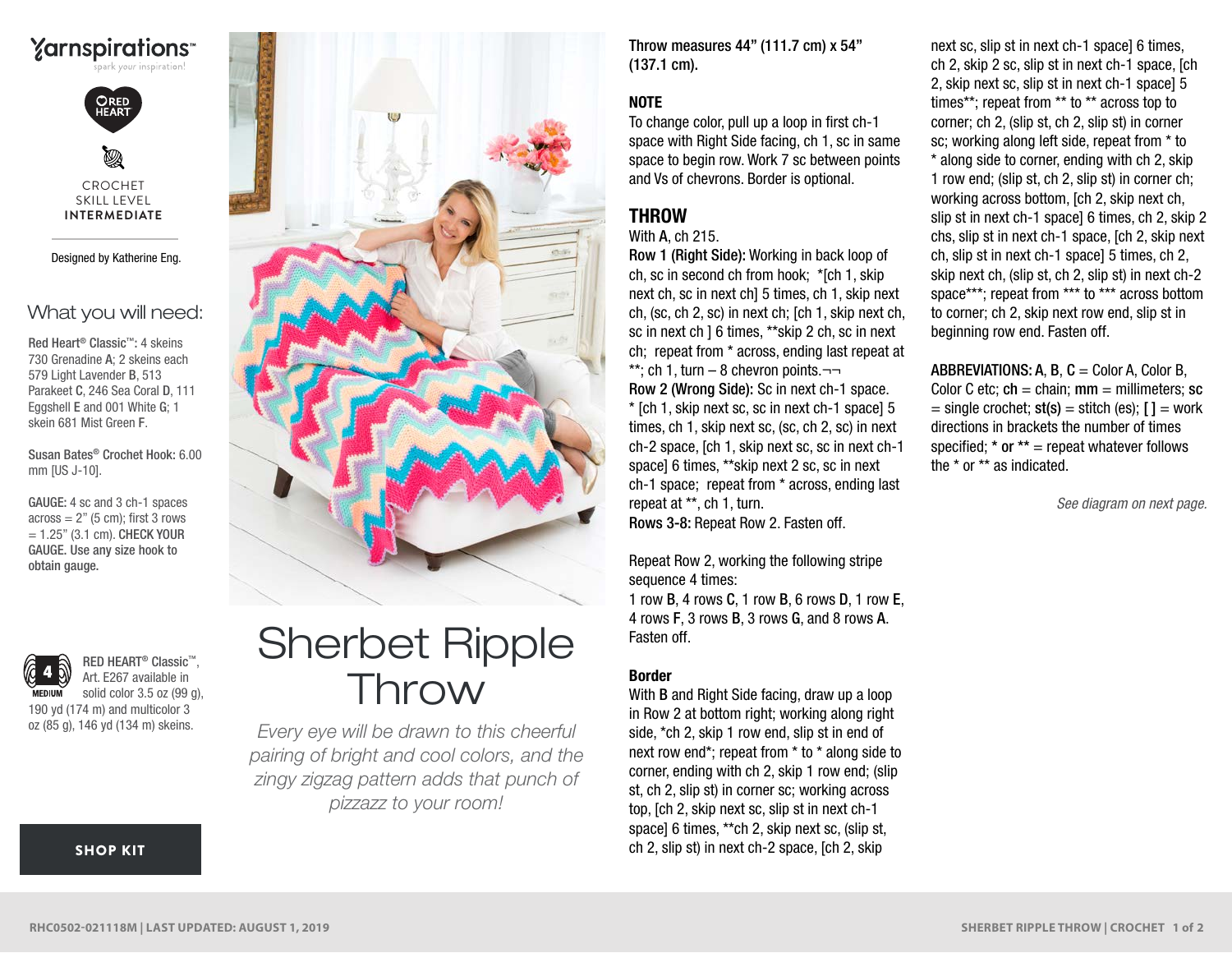Yarnspirations™
spark your inspiration!

RED HEART

CROCHET
SKILL LEVEL
**INTERMEDIATE**

Designed by Katherine Eng.

## What you will need:

**Red Heart® Classic™:** 4 skeins 730 Grenadine **A**; 2 skeins each 579 Light Lavender **B**, 513 Parakeet **C**, 246 Sea Coral **D**, 111 Eggshell **E** and 001 White **G**; 1 skein 681 Mist Green **F**.

**Susan Bates® Crochet Hook:** 6.00 mm [US J-10].

**GAUGE:** 4 sc and 3 ch-1 spaces across = 2" (5 cm); first 3 rows = 1.25" (3.1 cm). **CHECK YOUR GAUGE. Use any size hook to obtain gauge.**

4 MEDIUM

RED HEART® Classic™, Art. E267 available in solid color 3.5 oz (99 g), 190 yd (174 m) and multicolor 3 oz (85 g), 146 yd (134 m) skeins.

**SHOP KIT**

# Sherbet Ripple Throw

*Every eye will be drawn to this cheerful pairing of bright and cool colors, and the zingy zigzag pattern adds that punch of pizzazz to your room!*

**Throw measures 44" (111.7 cm) x 54" (137.1 cm).**

### NOTE

To change color, pull up a loop in first ch-1 space with Right Side facing, ch 1, sc in same space to begin row. Work 7 sc between points and Vs of chevrons. Border is optional.

## THROW

With **A**, ch 215.

**Row 1 (Right Side):** Working in back loop of ch, sc in second ch from hook; *[ch 1, skip next ch, sc in next ch] 5 times, ch 1, skip next ch, (sc, ch 2, sc) in next ch; [ch 1, skip next ch, sc in next ch ] 6 times, **skip 2 ch, sc in next ch; repeat from * across, ending last repeat at **; ch 1, turn – 8 chevron points.¬¬

**Row 2 (Wrong Side):** Sc in next ch-1 space. * [ch 1, skip next sc, sc in next ch-1 space] 5 times, ch 1, skip next sc, (sc, ch 2, sc) in next ch-2 space, [ch 1, skip next sc, sc in next ch-1 space] 6 times, **skip next 2 sc, sc in next ch-1 space; repeat from * across, ending last repeat at **, ch 1, turn.

**Rows 3-8:** Repeat Row 2. Fasten off.

Repeat Row 2, working the following stripe sequence 4 times:
1 row **B**, 4 rows **C**, 1 row **B**, 6 rows **D**, 1 row **E**, 4 rows **F**, 3 rows **B**, 3 rows **G**, and 8 rows **A**. Fasten off.

### Border

With **B** and Right Side facing, draw up a loop in Row 2 at bottom right; working along right side, *ch 2, skip 1 row end, slip st in end of next row end*; repeat from * to * along side to corner, ending with ch 2, skip 1 row end; (slip st, ch 2, slip st) in corner sc; working across top, [ch 2, skip next sc, slip st in next ch-1 space] 6 times, **ch 2, skip next sc, (slip st, ch 2, slip st) in next ch-2 space, [ch 2, skip next sc, slip st in next ch-1 space] 6 times, ch 2, skip 2 sc, slip st in next ch-1 space, [ch 2, skip next sc, slip st in next ch-1 space] 5 times**; repeat from ** to ** across top to corner; ch 2, (slip st, ch 2, slip st) in corner sc; working along left side, repeat from * to * along side to corner, ending with ch 2, skip 1 row end; (slip st, ch 2, slip st) in corner ch; working across bottom, [ch 2, skip next ch, slip st in next ch-1 space] 6 times, ch 2, skip 2 chs, slip st in next ch-1 space, [ch 2, skip next ch, slip st in next ch-1 space] 5 times, ch 2, skip next ch, (slip st, ch 2, slip st) in next ch-2 space***; repeat from *** to *** across bottom to corner; ch 2, skip next row end, slip st in beginning row end. Fasten off.

**ABBREVIATIONS: A**, **B**, **C** = Color A, Color B, Color C etc; **ch** = chain; **mm** = millimeters; **sc** = single crochet; **st(s)** = stitch (es); **[ ]** = work directions in brackets the number of times specified; *** or **** = repeat whatever follows the * or ** as indicated.

*See diagram on next page.*

RHC0502-021118M | LAST UPDATED: AUGUST 1, 2019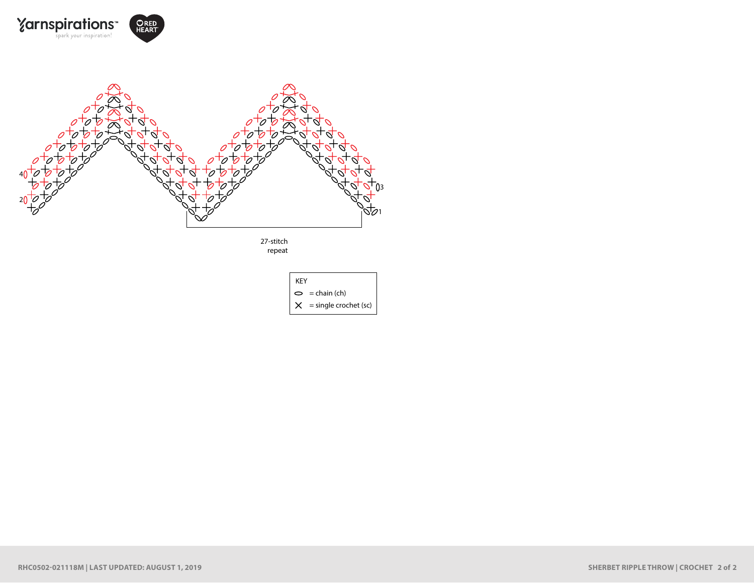4
2
3
1

27-stitch repeat

KEY
= chain (ch)
= single crochet (sc)